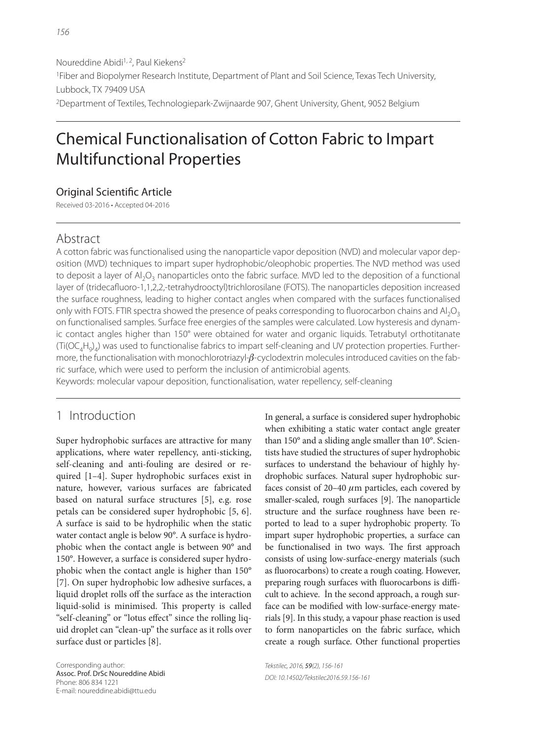Noureddine Abidi[1, 2], Paul Kiekens[2]

[1]Fiber and Biopolymer Research Institute, Department of Plant and Soil Science, Texas Tech University, Lubbock, TX 79409 USA

[2]Department of Textiles, Technologiepark-Zwijnaarde 907, Ghent University, Ghent, 9052 Belgium

# Chemical Functionalisation of Cotton Fabric to Impart Multifunctional Properties

## Original Scientific Article

Received 03-2016 • Accepted 04-2016

## Abstract

A cotton fabric was functionalised using the nanoparticle vapor deposition (NVD) and molecular vapor deposition (MVD) techniques to impart super hydrophobic/oleophobic properties. The NVD method was used to deposit a layer of $Al_2O_3$ nanoparticles onto the fabric surface. MVD led to the deposition of a functional layer of (tridecafluoro-1,1,2,2,-tetrahydrooctyl)trichlorosilane (FOTS). The nanoparticles deposition increased the surface roughness, leading to higher contact angles when compared with the surfaces functionalised only with FOTS. FTIR spectra showed the presence of peaks corresponding to fluorocarbon chains and $Al_2O_3$ on functionalised samples. Surface free energies of the samples were calculated. Low hysteresis and dynamic contact angles higher than 150° were obtained for water and organic liquids. Tetrabutyl orthotitanate ($Ti(OC_4H_9)_4$) was used to functionalise fabrics to impart self-cleaning and UV protection properties. Furthermore, the functionalisation with monochlorotriazyl-$\beta$-cyclodextrin molecules introduced cavities on the fabric surface, which were used to perform the inclusion of antimicrobial agents.

Keywords: molecular vapour deposition, functionalisation, water repellency, self-cleaning

## 1 Introduction

Super hydrophobic surfaces are attractive for many applications, where water repellency, anti-sticking, self-cleaning and anti-fouling are desired or required [1–4]. Super hydrophobic surfaces exist in nature, however, various surfaces are fabricated based on natural surface structures [5], e.g. rose petals can be considered super hydrophobic [5, 6]. A surface is said to be hydrophilic when the static water contact angle is below 90°. A surface is hydrophobic when the contact angle is between 90° and 150°. However, a surface is considered super hydrophobic when the contact angle is higher than 150° [7]. On super hydrophobic low adhesive surfaces, a liquid droplet rolls off the surface as the interaction liquid-solid is minimised. This property is called "self-cleaning" or "lotus effect" since the rolling liquid droplet can "clean-up" the surface as it rolls over surface dust or particles [8].

In general, a surface is considered super hydrophobic when exhibiting a static water contact angle greater than 150° and a sliding angle smaller than 10°. Scientists have studied the structures of super hydrophobic surfaces to understand the behaviour of highly hydrophobic surfaces. Natural super hydrophobic surfaces consist of 20–40 $\mu$m particles, each covered by smaller-scaled, rough surfaces [9]. The nanoparticle structure and the surface roughness have been reported to lead to a super hydrophobic property. To impart super hydrophobic properties, a surface can be functionalised in two ways. The first approach consists of using low-surface-energy materials (such as fluorocarbons) to create a rough coating. However, preparing rough surfaces with fluorocarbons is difficult to achieve. In the second approach, a rough surface can be modified with low-surface-energy materials [9]. In this study, a vapour phase reaction is used to form nanoparticles on the fabric surface, which create a rough surface. Other functional properties

Corresponding author:
Assoc. Prof. DrSc Noureddine Abidi
Phone: 806 834 1221
E-mail: noureddine.abidi@ttu.edu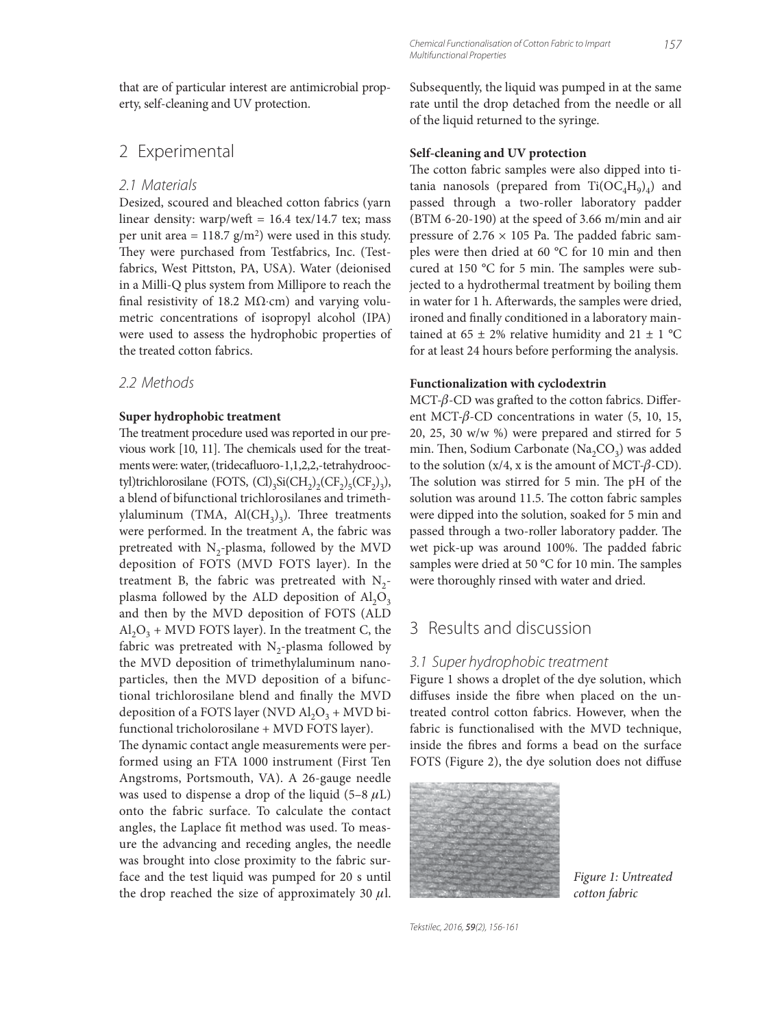that are of particular interest are antimicrobial property, self-cleaning and UV protection.

## 2 Experimental

### 2.1 Materials

Desized, scoured and bleached cotton fabrics (yarn linear density: warp/weft = 16.4 tex/14.7 tex; mass per unit area = 118.7 g/m[2]) were used in this study. They were purchased from Testfabrics, Inc. (Testfabrics, West Pittston, PA, USA). Water (deionised in a Milli-Q plus system from Millipore to reach the final resistivity of 18.2 MΩ·cm) and varying volumetric concentrations of isopropyl alcohol (IPA) were used to assess the hydrophobic properties of the treated cotton fabrics.

### 2.2 Methods

**Super hydrophobic treatment**

The treatment procedure used was reported in our previous work [10, 11]. The chemicals used for the treatments were: water, (tridecafluoro-1,1,2,2,-tetrahydrooctyl)trichlorosilane (FOTS, $(Cl)_3Si(CH_2)_2(CF_2)_5(CF_2)_3$), a blend of bifunctional trichlorosilanes and trimethylaluminum (TMA, $Al(CH_3)_3$). Three treatments were performed. In the treatment A, the fabric was pretreated with $N_2$-plasma, followed by the MVD deposition of FOTS (MVD FOTS layer). In the treatment B, the fabric was pretreated with $N_2$-plasma followed by the ALD deposition of $Al_2O_3$ and then by the MVD deposition of FOTS (ALD $Al_2O_3$ + MVD FOTS layer). In the treatment C, the fabric was pretreated with $N_2$-plasma followed by the MVD deposition of trimethylaluminum nanoparticles, then the MVD deposition of a bifunctional trichlorosilane blend and finally the MVD deposition of a FOTS layer (NVD $Al_2O_3$ + MVD bifunctional tricholorosilane + MVD FOTS layer).

The dynamic contact angle measurements were performed using an FTA 1000 instrument (First Ten Angstroms, Portsmouth, VA). A 26-gauge needle was used to dispense a drop of the liquid (5–8 μL) onto the fabric surface. To calculate the contact angles, the Laplace fit method was used. To measure the advancing and receding angles, the needle was brought into close proximity to the fabric surface and the test liquid was pumped for 20 s until the drop reached the size of approximately 30 μl. Subsequently, the liquid was pumped in at the same rate until the drop detached from the needle or all of the liquid returned to the syringe.

**Self-cleaning and UV protection**

The cotton fabric samples were also dipped into titania nanosols (prepared from $Ti(OC_4H_9)_4$) and passed through a two-roller laboratory padder (BTM 6-20-190) at the speed of 3.66 m/min and air pressure of $2.76 \times 105$ Pa. The padded fabric samples were then dried at 60 °C for 10 min and then cured at 150 °C for 5 min. The samples were subjected to a hydrothermal treatment by boiling them in water for 1 h. Afterwards, the samples were dried, ironed and finally conditioned in a laboratory maintained at 65 ± 2% relative humidity and 21 ± 1 °C for at least 24 hours before performing the analysis.

**Functionalization with cyclodextrin**

MCT-$\beta$-CD was grafted to the cotton fabrics. Different MCT-$\beta$-CD concentrations in water (5, 10, 15, 20, 25, 30 w/w %) were prepared and stirred for 5 min. Then, Sodium Carbonate ($Na_2CO_3$) was added to the solution (x/4, x is the amount of MCT-$\beta$-CD). The solution was stirred for 5 min. The pH of the solution was around 11.5. The cotton fabric samples were dipped into the solution, soaked for 5 min and passed through a two-roller laboratory padder. The wet pick-up was around 100%. The padded fabric samples were dried at 50 °C for 10 min. The samples were thoroughly rinsed with water and dried.

## 3 Results and discussion

### 3.1 Super hydrophobic treatment

Figure 1 shows a droplet of the dye solution, which diffuses inside the fibre when placed on the untreated control cotton fabrics. However, when the fabric is functionalised with the MVD technique, inside the fibres and forms a bead on the surface FOTS (Figure 2), the dye solution does not diffuse

*Figure 1: Untreated cotton fabric*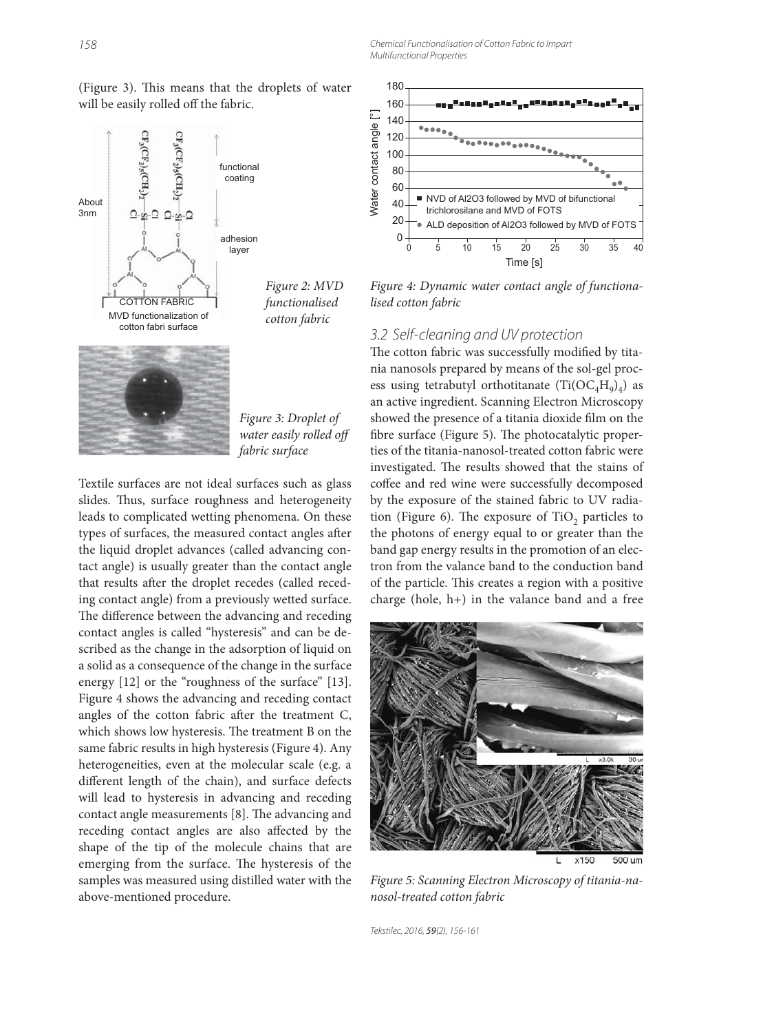(Figure 3). This means that the droplets of water will be easily rolled off the fabric.

Figure 2: MVD functionalised cotton fabric

Figure 3: Droplet of water easily rolled off fabric surface

Textile surfaces are not ideal surfaces such as glass slides. Thus, surface roughness and heterogeneity leads to complicated wetting phenomena. On these types of surfaces, the measured contact angles after the liquid droplet advances (called advancing contact angle) is usually greater than the contact angle that results after the droplet recedes (called receding contact angle) from a previously wetted surface. The difference between the advancing and receding contact angles is called "hysteresis" and can be described as the change in the adsorption of liquid on a solid as a consequence of the change in the surface energy [12] or the "roughness of the surface" [13]. Figure 4 shows the advancing and receding contact angles of the cotton fabric after the treatment C, which shows low hysteresis. The treatment B on the same fabric results in high hysteresis (Figure 4). Any heterogeneities, even at the molecular scale (e.g. a different length of the chain), and surface defects will lead to hysteresis in advancing and receding contact angle measurements [8]. The advancing and receding contact angles are also affected by the shape of the tip of the molecule chains that are emerging from the surface. The hysteresis of the samples was measured using distilled water with the above-mentioned procedure.

Figure 4: Dynamic water contact angle of functionalised cotton fabric

## 3.2 Self-cleaning and UV protection

The cotton fabric was successfully modified by titania nanosols prepared by means of the sol-gel process using tetrabutyl orthotitanate ($Ti(OC_4H_9)_4$) as an active ingredient. Scanning Electron Microscopy showed the presence of a titania dioxide film on the fibre surface (Figure 5). The photocatalytic properties of the titania-nanosol-treated cotton fabric were investigated. The results showed that the stains of coffee and red wine were successfully decomposed by the exposure of the stained fabric to UV radiation (Figure 6). The exposure of $TiO_2$ particles to the photons of energy equal to or greater than the band gap energy results in the promotion of an electron from the valance band to the conduction band of the particle. This creates a region with a positive charge (hole, h+) in the valance band and a free

Figure 5: Scanning Electron Microscopy of titania-nanosol-treated cotton fabric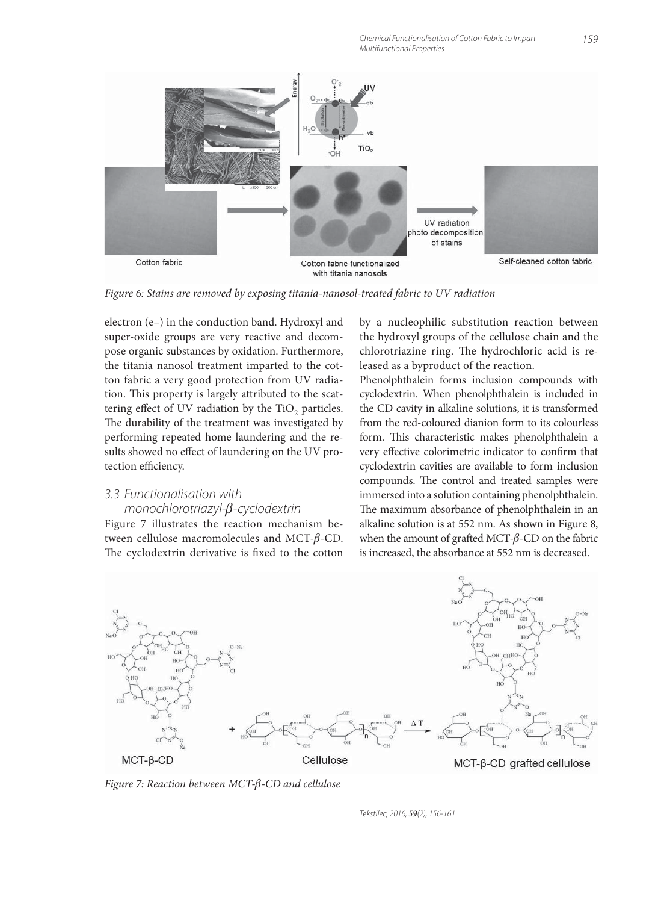Figure 6: Stains are removed by exposing titania-nanosol-treated fabric to UV radiation

electron (e–) in the conduction band. Hydroxyl and super-oxide groups are very reactive and decompose organic substances by oxidation. Furthermore, the titania nanosol treatment imparted to the cotton fabric a very good protection from UV radiation. This property is largely attributed to the scattering effect of UV radiation by the $TiO_2$ particles. The durability of the treatment was investigated by performing repeated home laundering and the results showed no effect of laundering on the UV protection efficiency.

### 3.3 Functionalisation with monochlorotriazyl-$\beta$-cyclodextrin

Figure 7 illustrates the reaction mechanism between cellulose macromolecules and MCT-$\beta$-CD. The cyclodextrin derivative is fixed to the cotton by a nucleophilic substitution reaction between the hydroxyl groups of the cellulose chain and the chlorotriazine ring. The hydrochloric acid is released as a byproduct of the reaction.

Phenolphthalein forms inclusion compounds with cyclodextrin. When phenolphthalein is included in the CD cavity in alkaline solutions, it is transformed from the red-coloured dianion form to its colourless form. This characteristic makes phenolphthalein a very effective colorimetric indicator to confirm that cyclodextrin cavities are available to form inclusion compounds. The control and treated samples were immersed into a solution containing phenolphthalein. The maximum absorbance of phenolphthalein in an alkaline solution is at 552 nm. As shown in Figure 8, when the amount of grafted MCT-$\beta$-CD on the fabric is increased, the absorbance at 552 nm is decreased.

Figure 7: Reaction between MCT-$\beta$-CD and cellulose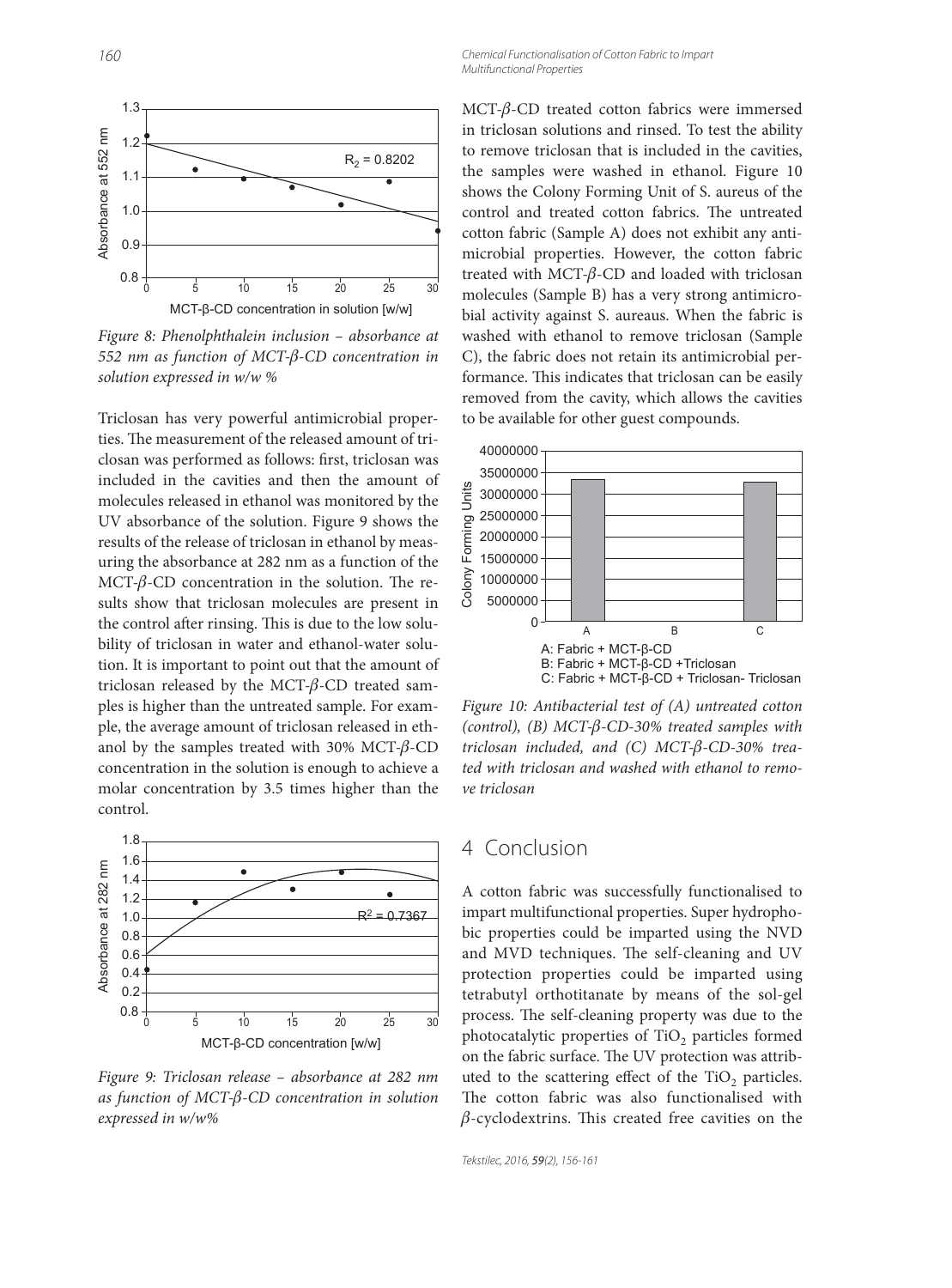*Figure 8: Phenolphthalein inclusion – absorbance at 552 nm as function of MCT-β-CD concentration in solution expressed in w/w %*

Triclosan has very powerful antimicrobial properties. The measurement of the released amount of triclosan was performed as follows: first, triclosan was included in the cavities and then the amount of molecules released in ethanol was monitored by the UV absorbance of the solution. Figure 9 shows the results of the release of triclosan in ethanol by measuring the absorbance at 282 nm as a function of the MCT-$\beta$-CD concentration in the solution. The results show that triclosan molecules are present in the control after rinsing. This is due to the low solubility of triclosan in water and ethanol-water solution. It is important to point out that the amount of triclosan released by the MCT-$\beta$-CD treated samples is higher than the untreated sample. For example, the average amount of triclosan released in ethanol by the samples treated with 30% MCT-$\beta$-CD concentration in the solution is enough to achieve a molar concentration by 3.5 times higher than the control.

*Figure 9: Triclosan release – absorbance at 282 nm as function of MCT-β-CD concentration in solution expressed in w/w%*

MCT-$\beta$-CD treated cotton fabrics were immersed in triclosan solutions and rinsed. To test the ability to remove triclosan that is included in the cavities, the samples were washed in ethanol. Figure 10 shows the Colony Forming Unit of S. aureus of the control and treated cotton fabrics. The untreated cotton fabric (Sample A) does not exhibit any antimicrobial properties. However, the cotton fabric treated with MCT-$\beta$-CD and loaded with triclosan molecules (Sample B) has a very strong antimicrobial activity against S. aureaus. When the fabric is washed with ethanol to remove triclosan (Sample C), the fabric does not retain its antimicrobial performance. This indicates that triclosan can be easily removed from the cavity, which allows the cavities to be available for other guest compounds.

*Figure 10: Antibacterial test of (A) untreated cotton (control), (B) MCT-β-CD-30% treated samples with triclosan included, and (C) MCT-β-CD-30% treated with triclosan and washed with ethanol to remove triclosan*

## 4 Conclusion

A cotton fabric was successfully functionalised to impart multifunctional properties. Super hydrophobic properties could be imparted using the NVD and MVD techniques. The self-cleaning and UV protection properties could be imparted using tetrabutyl orthotitanate by means of the sol-gel process. The self-cleaning property was due to the photocatalytic properties of $TiO_2$ particles formed on the fabric surface. The UV protection was attributed to the scattering effect of the $TiO_2$ particles. The cotton fabric was also functionalised with $\beta$-cyclodextrins. This created free cavities on the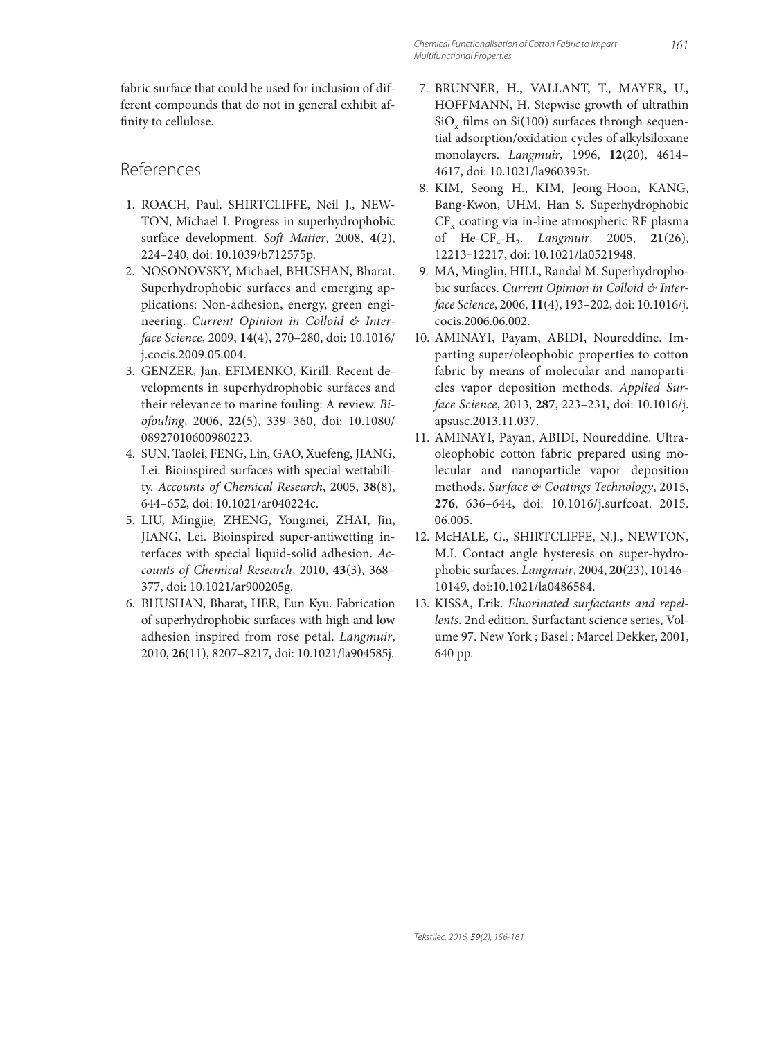fabric surface that could be used for inclusion of different compounds that do not in general exhibit affinity to cellulose.

## References

1. ROACH, Paul, SHIRTCLIFFE, Neil J., NEWTON, Michael I. Progress in superhydrophobic surface development. *Soft Matter*, 2008, **4**(2), 224–240, doi: 10.1039/b712575p.
2. NOSONOVSKY, Michael, BHUSHAN, Bharat. Superhydrophobic surfaces and emerging applications: Non-adhesion, energy, green engineering. *Current Opinion in Colloid & Interface Science*, 2009, **14**(4), 270–280, doi: 10.1016/j.cocis.2009.05.004.
3. GENZER, Jan, EFIMENKO, Kirill. Recent developments in superhydrophobic surfaces and their relevance to marine fouling: A review. *Biofouling*, 2006, **22**(5), 339–360, doi: 10.1080/08927010600980223.
4. SUN, Taolei, FENG, Lin, GAO, Xuefeng, JIANG, Lei. Bioinspired surfaces with special wettability. *Accounts of Chemical Research*, 2005, **38**(8), 644–652, doi: 10.1021/ar040224c.
5. LIU, Mingjie, ZHENG, Yongmei, ZHAI, Jin, JIANG, Lei. Bioinspired super-antiwetting interfaces with special liquid-solid adhesion. *Accounts of Chemical Research*, 2010, **43**(3), 368–377, doi: 10.1021/ar900205g.
6. BHUSHAN, Bharat, HER, Eun Kyu. Fabrication of superhydrophobic surfaces with high and low adhesion inspired from rose petal. *Langmuir*, 2010, **26**(11), 8207–8217, doi: 10.1021/la904585j.
7. BRUNNER, H., VALLANT, T., MAYER, U., HOFFMANN, H. Stepwise growth of ultrathin $SiO_x$ films on Si(100) surfaces through sequential adsorption/oxidation cycles of alkylsiloxane monolayers. *Langmuir*, 1996, **12**(20), 4614–4617, doi: 10.1021/la960395t.
8. KIM, Seong H., KIM, Jeong-Hoon, KANG, Bang-Kwon, UHM, Han S. Superhydrophobic $CF_x$ coating via in-line atmospheric RF plasma of He-$CF_4$-$H_2$. *Langmuir*, 2005, **21**(26), 12213‑12217, doi: 10.1021/la0521948.
9. MA, Minglin, HILL, Randal M. Superhydrophobic surfaces. *Current Opinion in Colloid & Interface Science*, 2006, **11**(4), 193–202, doi: 10.1016/j.cocis.2006.06.002.
10. AMINAYI, Payam, ABIDI, Noureddine. Imparting super/oleophobic properties to cotton fabric by means of molecular and nanoparticles vapor deposition methods. *Applied Surface Science*, 2013, **287**, 223–231, doi: 10.1016/j.apsusc.2013.11.037.
11. AMINAYI, Payan, ABIDI, Noureddine. Ultraoleophobic cotton fabric prepared using molecular and nanoparticle vapor deposition methods. *Surface & Coatings Technology*, 2015, **276**, 636–644, doi: 10.1016/j.surfcoat. 2015. 06.005.
12. McHALE, G., SHIRTCLIFFE, N.J., NEWTON, M.I. Contact angle hysteresis on super-hydrophobic surfaces. *Langmuir*, 2004, **20**(23), 10146–10149, doi:10.1021/la0486584.
13. KISSA, Erik. *Fluorinated surfactants and repellents*. 2nd edition. Surfactant science series, Volume 97. New York ; Basel : Marcel Dekker, 2001, 640 pp.